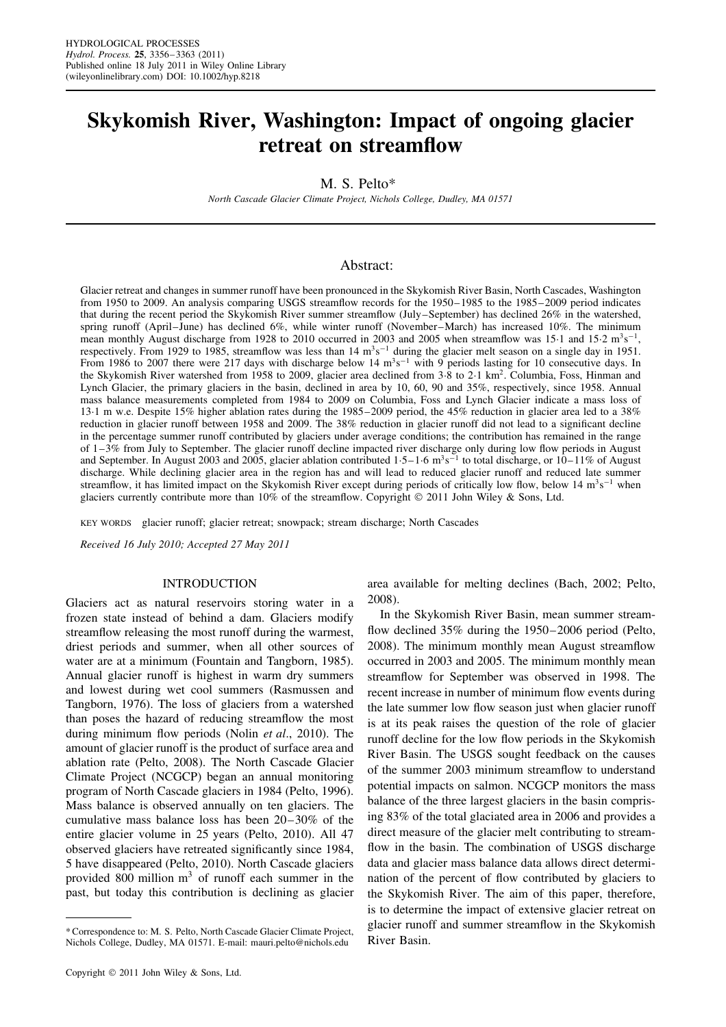# Skykomish River, Washington: Impact of ongoing glacier retreat on streamflow

M. S. Pelto*

*North Cascade Glacier Climate Project, Nichols College, Dudley, MA 01571*

## Abstract:

Glacier retreat and changes in summer runoff have been pronounced in the Skykomish River Basin, North Cascades, Washington from 1950 to 2009. An analysis comparing USGS streamflow records for the 1950–1985 to the 1985–2009 period indicates that during the recent period the Skykomish River summer streamflow (July–September) has declined 26% in the watershed, spring runoff (April–June) has declined 6%, while winter runoff (November–March) has increased 10%. The minimum mean monthly August discharge from 1928 to 2010 occurred in 2003 and 2005 when streamflow was 15·1 and 15·2 $m^3s^{-1}$, respectively. From 1929 to 1985, streamflow was less than 14 $m^3s^{-1}$ during the glacier melt season on a single day in 1951. From 1986 to 2007 there were 217 days with discharge below 14 $m^3s^{-1}$ with 9 periods lasting for 10 consecutive days. In the Skykomish River watershed from 1958 to 2009, glacier area declined from 3·8 to 2·1 $km^2$. Columbia, Foss, Hinman and Lynch Glacier, the primary glaciers in the basin, declined in area by 10, 60, 90 and 35%, respectively, since 1958. Annual mass balance measurements completed from 1984 to 2009 on Columbia, Foss and Lynch Glacier indicate a mass loss of 13·1 m w.e. Despite 15% higher ablation rates during the 1985–2009 period, the 45% reduction in glacier area led to a 38% reduction in glacier runoff between 1958 and 2009. The 38% reduction in glacier runoff did not lead to a significant decline in the percentage summer runoff contributed by glaciers under average conditions; the contribution has remained in the range of 1–3% from July to September. The glacier runoff decline impacted river discharge only during low flow periods in August and September. In August 2003 and 2005, glacier ablation contributed 1·5–1·6 $m^3s^{-1}$ to total discharge, or 10–11% of August discharge. While declining glacier area in the region has and will lead to reduced glacier runoff and reduced late summer streamflow, it has limited impact on the Skykomish River except during periods of critically low flow, below 14 $m^3s^{-1}$ when glaciers currently contribute more than 10% of the streamflow. Copyright © 2011 John Wiley & Sons, Ltd.

KEY WORDS glacier runoff; glacier retreat; snowpack; stream discharge; North Cascades

*Received 16 July 2010; Accepted 27 May 2011*

## INTRODUCTION

Glaciers act as natural reservoirs storing water in a frozen state instead of behind a dam. Glaciers modify streamflow releasing the most runoff during the warmest, driest periods and summer, when all other sources of water are at a minimum (Fountain and Tangborn, 1985). Annual glacier runoff is highest in warm dry summers and lowest during wet cool summers (Rasmussen and Tangborn, 1976). The loss of glaciers from a watershed than poses the hazard of reducing streamflow the most during minimum flow periods (Nolin *et al*., 2010). The amount of glacier runoff is the product of surface area and ablation rate (Pelto, 2008). The North Cascade Glacier Climate Project (NCGCP) began an annual monitoring program of North Cascade glaciers in 1984 (Pelto, 1996). Mass balance is observed annually on ten glaciers. The cumulative mass balance loss has been 20–30% of the entire glacier volume in 25 years (Pelto, 2010). All 47 observed glaciers have retreated significantly since 1984, 5 have disappeared (Pelto, 2010). North Cascade glaciers provided 800 million $m^3$ of runoff each summer in the past, but today this contribution is declining as glacier area available for melting declines (Bach, 2002; Pelto, 2008).

In the Skykomish River Basin, mean summer streamflow declined 35% during the 1950–2006 period (Pelto, 2008). The minimum monthly mean August streamflow occurred in 2003 and 2005. The minimum monthly mean streamflow for September was observed in 1998. The recent increase in number of minimum flow events during the late summer low flow season just when glacier runoff is at its peak raises the question of the role of glacier runoff decline for the low flow periods in the Skykomish River Basin. The USGS sought feedback on the causes of the summer 2003 minimum streamflow to understand potential impacts on salmon. NCGCP monitors the mass balance of the three largest glaciers in the basin comprising 83% of the total glaciated area in 2006 and provides a direct measure of the glacier melt contributing to streamflow in the basin. The combination of USGS discharge data and glacier mass balance data allows direct determination of the percent of flow contributed by glaciers to the Skykomish River. The aim of this paper, therefore, is to determine the impact of extensive glacier retreat on glacier runoff and summer streamflow in the Skykomish River Basin.

*Correspondence to: M. S. Pelto, North Cascade Glacier Climate Project, Nichols College, Dudley, MA 01571. E-mail: mauri.pelto@nichols.edu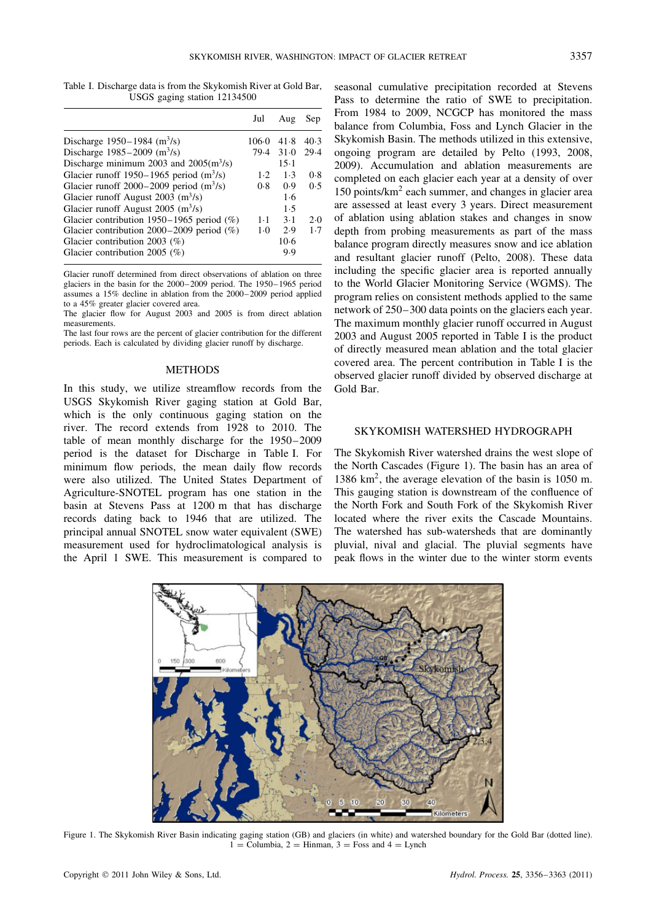Table I. Discharge data is from the Skykomish River at Gold Bar, USGS gaging station 12134500

| | Jul | Aug | Sep |
|---|---|---|---|
| Discharge 1950–1984 ($m^3/s$) | 106·0 | 41·8 | 40·3 |
| Discharge 1985–2009 ($m^3/s$) | 79·4 | 31·0 | 29·4 |
| Discharge minimum 2003 and 2005($m^3/s$) | | 15·1 | |
| Glacier runoff 1950–1965 period ($m^3/s$) | 1·2 | 1·3 | 0·8 |
| Glacier runoff 2000–2009 period ($m^3/s$) | 0·8 | 0·9 | 0·5 |
| Glacier runoff August 2003 ($m^3/s$) | | 1·6 | |
| Glacier runoff August 2005 ($m^3/s$) | | 1·5 | |
| Glacier contribution 1950–1965 period (%) | 1·1 | 3·1 | 2·0 |
| Glacier contribution 2000–2009 period (%) | 1·0 | 2·9 | 1·7 |
| Glacier contribution 2003 (%) | | 10·6 | |
| Glacier contribution 2005 (%) | | 9·9 | |

Glacier runoff determined from direct observations of ablation on three glaciers in the basin for the 2000–2009 period. The 1950–1965 period assumes a 15% decline in ablation from the 2000–2009 period applied to a 45% greater glacier covered area.
The glacier flow for August 2003 and 2005 is from direct ablation measurements.
The last four rows are the percent of glacier contribution for the different periods. Each is calculated by dividing glacier runoff by discharge.

## METHODS

In this study, we utilize streamflow records from the USGS Skykomish River gaging station at Gold Bar, which is the only continuous gaging station on the river. The record extends from 1928 to 2010. The table of mean monthly discharge for the 1950–2009 period is the dataset for Discharge in Table I. For minimum flow periods, the mean daily flow records were also utilized. The United States Department of Agriculture-SNOTEL program has one station in the basin at Stevens Pass at 1200 m that has discharge records dating back to 1946 that are utilized. The principal annual SNOTEL snow water equivalent (SWE) measurement used for hydroclimatological analysis is the April 1 SWE. This measurement is compared to seasonal cumulative precipitation recorded at Stevens Pass to determine the ratio of SWE to precipitation. From 1984 to 2009, NCGCP has monitored the mass balance from Columbia, Foss and Lynch Glacier in the Skykomish Basin. The methods utilized in this extensive, ongoing program are detailed by Pelto (1993, 2008, 2009). Accumulation and ablation measurements are completed on each glacier each year at a density of over 150 points/$km^2$ each summer, and changes in glacier area are assessed at least every 3 years. Direct measurement of ablation using ablation stakes and changes in snow depth from probing measurements as part of the mass balance program directly measures snow and ice ablation and resultant glacier runoff (Pelto, 2008). These data including the specific glacier area is reported annually to the World Glacier Monitoring Service (WGMS). The program relies on consistent methods applied to the same network of 250–300 data points on the glaciers each year. The maximum monthly glacier runoff occurred in August 2003 and August 2005 reported in Table I is the product of directly measured mean ablation and the total glacier covered area. The percent contribution in Table I is the observed glacier runoff divided by observed discharge at Gold Bar.

## SKYKOMISH WATERSHED HYDROGRAPH

The Skykomish River watershed drains the west slope of the North Cascades (Figure 1). The basin has an area of 1386 $km^2$, the average elevation of the basin is 1050 m. This gauging station is downstream of the confluence of the North Fork and South Fork of the Skykomish River located where the river exits the Cascade Mountains. The watershed has sub-watersheds that are dominantly pluvial, nival and glacial. The pluvial segments have peak flows in the winter due to the winter storm events

Figure 1. The Skykomish River Basin indicating gaging station (GB) and glaciers (in white) and watershed boundary for the Gold Bar (dotted line). 1 = Columbia, 2 = Hinman, 3 = Foss and 4 = Lynch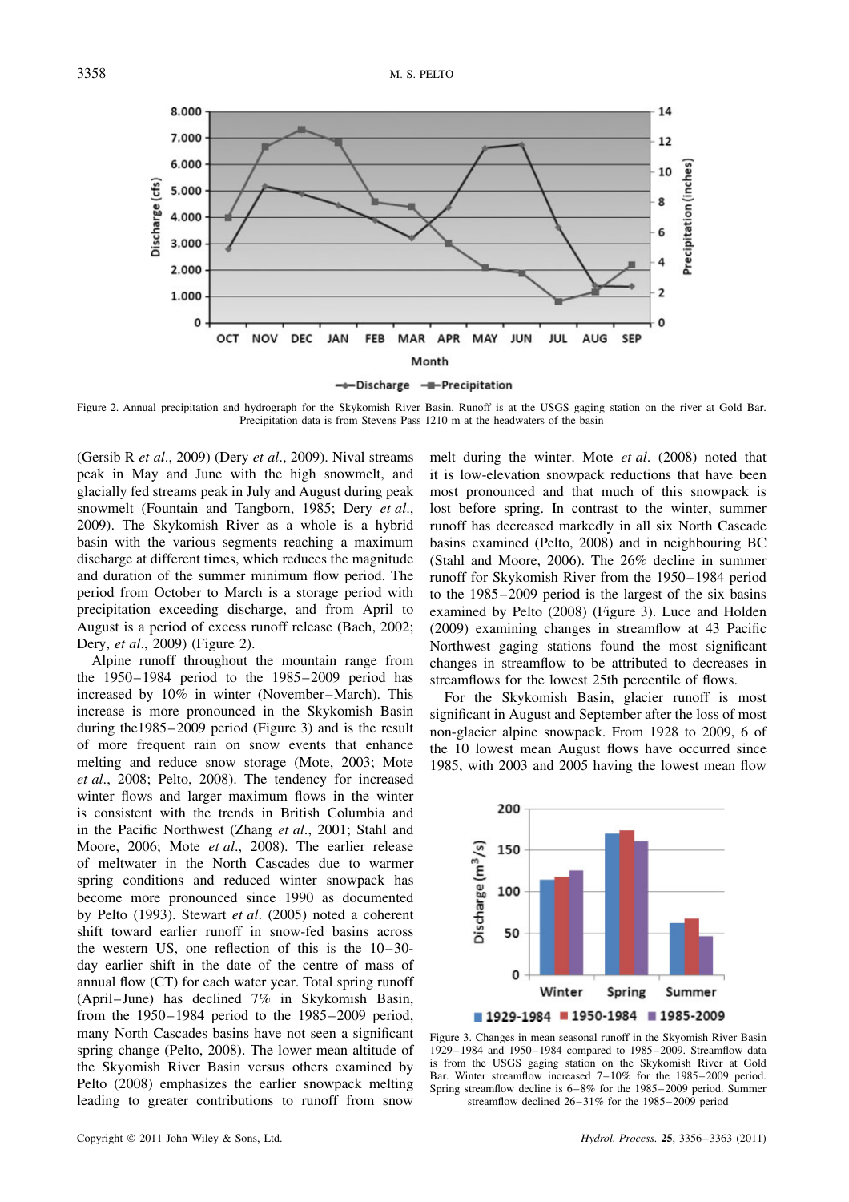Figure 2. Annual precipitation and hydrograph for the Skykomish River Basin. Runoff is at the USGS gaging station on the river at Gold Bar. Precipitation data is from Stevens Pass 1210 m at the headwaters of the basin

(Gersib R *et al*., 2009) (Dery *et al*., 2009). Nival streams peak in May and June with the high snowmelt, and glacially fed streams peak in July and August during peak snowmelt (Fountain and Tangborn, 1985; Dery *et al*., 2009). The Skykomish River as a whole is a hybrid basin with the various segments reaching a maximum discharge at different times, which reduces the magnitude and duration of the summer minimum flow period. The period from October to March is a storage period with precipitation exceeding discharge, and from April to August is a period of excess runoff release (Bach, 2002; Dery, *et al*., 2009) (Figure 2).

Alpine runoff throughout the mountain range from the 1950–1984 period to the 1985–2009 period has increased by 10% in winter (November–March). This increase is more pronounced in the Skykomish Basin during the1985–2009 period (Figure 3) and is the result of more frequent rain on snow events that enhance melting and reduce snow storage (Mote, 2003; Mote *et al*., 2008; Pelto, 2008). The tendency for increased winter flows and larger maximum flows in the winter is consistent with the trends in British Columbia and in the Pacific Northwest (Zhang *et al*., 2001; Stahl and Moore, 2006; Mote *et al*., 2008). The earlier release of meltwater in the North Cascades due to warmer spring conditions and reduced winter snowpack has become more pronounced since 1990 as documented by Pelto (1993). Stewart *et al*. (2005) noted a coherent shift toward earlier runoff in snow-fed basins across the western US, one reflection of this is the 10–30-day earlier shift in the date of the centre of mass of annual flow (CT) for each water year. Total spring runoff (April–June) has declined 7% in Skykomish Basin, from the 1950–1984 period to the 1985–2009 period, many North Cascades basins have not seen a significant spring change (Pelto, 2008). The lower mean altitude of the Skyomish River Basin versus others examined by Pelto (2008) emphasizes the earlier snowpack melting leading to greater contributions to runoff from snow melt during the winter. Mote *et al*. (2008) noted that it is low-elevation snowpack reductions that have been most pronounced and that much of this snowpack is lost before spring. In contrast to the winter, summer runoff has decreased markedly in all six North Cascade basins examined (Pelto, 2008) and in neighbouring BC (Stahl and Moore, 2006). The 26% decline in summer runoff for Skykomish River from the 1950–1984 period to the 1985–2009 period is the largest of the six basins examined by Pelto (2008) (Figure 3). Luce and Holden (2009) examining changes in streamflow at 43 Pacific Northwest gaging stations found the most significant changes in streamflow to be attributed to decreases in streamflows for the lowest 25th percentile of flows.

For the Skykomish Basin, glacier runoff is most significant in August and September after the loss of most non-glacier alpine snowpack. From 1928 to 2009, 6 of the 10 lowest mean August flows have occurred since 1985, with 2003 and 2005 having the lowest mean flow

Figure 3. Changes in mean seasonal runoff in the Skyomish River Basin 1929–1984 and 1950–1984 compared to 1985–2009. Streamflow data is from the USGS gaging station on the Skykomish River at Gold Bar. Winter streamflow increased 7–10% for the 1985–2009 period. Spring streamflow decline is 6–8% for the 1985–2009 period. Summer streamflow declined 26–31% for the 1985–2009 period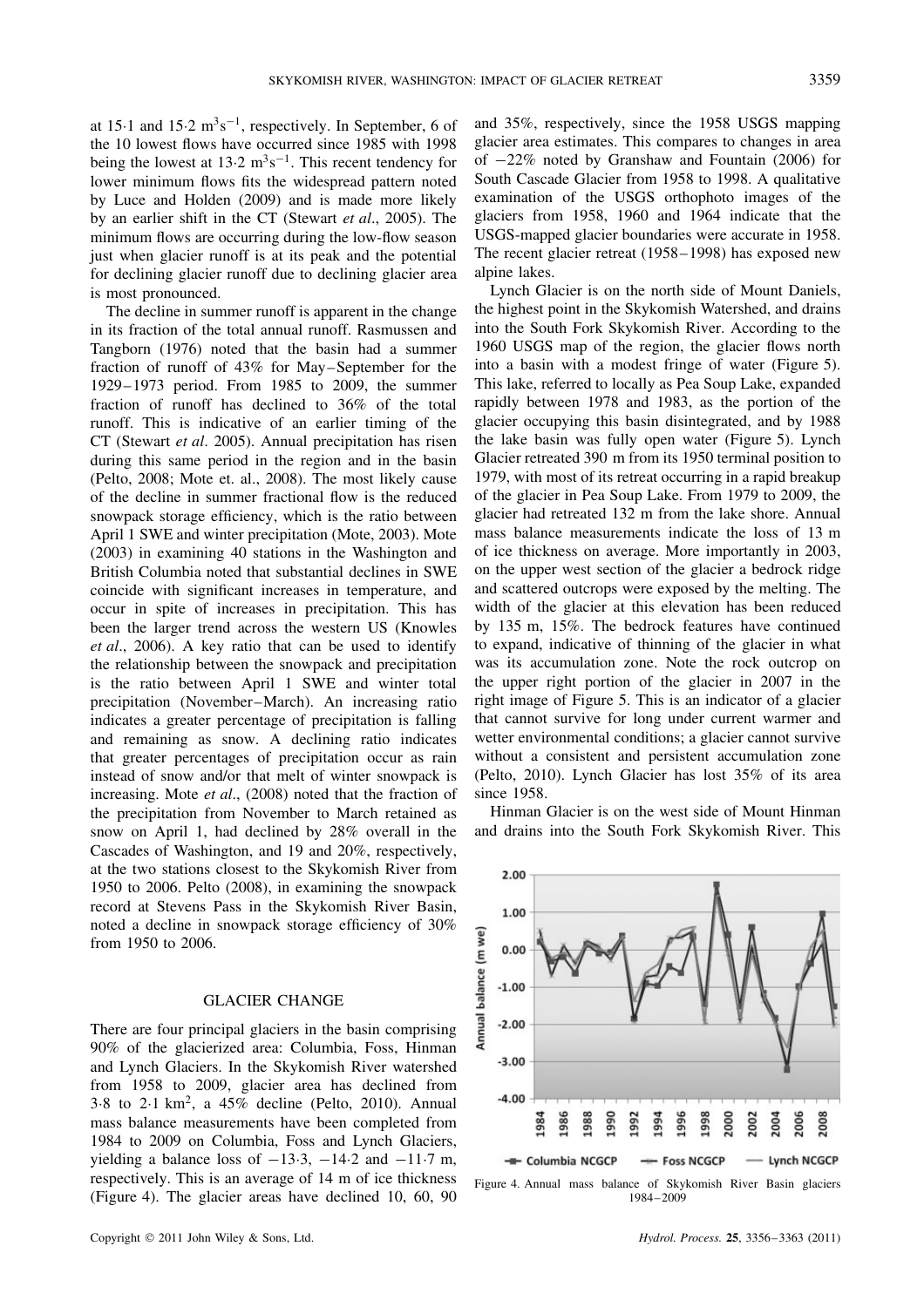at 15·1 and 15·2 $m^3s^{-1}$, respectively. In September, 6 of the 10 lowest flows have occurred since 1985 with 1998 being the lowest at 13·2 $m^3s^{-1}$. This recent tendency for lower minimum flows fits the widespread pattern noted by Luce and Holden (2009) and is made more likely by an earlier shift in the CT (Stewart *et al*., 2005). The minimum flows are occurring during the low-flow season just when glacier runoff is at its peak and the potential for declining glacier runoff due to declining glacier area is most pronounced.

The decline in summer runoff is apparent in the change in its fraction of the total annual runoff. Rasmussen and Tangborn (1976) noted that the basin had a summer fraction of runoff of 43% for May–September for the 1929–1973 period. From 1985 to 2009, the summer fraction of runoff has declined to 36% of the total runoff. This is indicative of an earlier timing of the CT (Stewart *et al*. 2005). Annual precipitation has risen during this same period in the region and in the basin (Pelto, 2008; Mote et. al., 2008). The most likely cause of the decline in summer fractional flow is the reduced snowpack storage efficiency, which is the ratio between April 1 SWE and winter precipitation (Mote, 2003). Mote (2003) in examining 40 stations in the Washington and British Columbia noted that substantial declines in SWE coincide with significant increases in temperature, and occur in spite of increases in precipitation. This has been the larger trend across the western US (Knowles *et al*., 2006). A key ratio that can be used to identify the relationship between the snowpack and precipitation is the ratio between April 1 SWE and winter total precipitation (November–March). An increasing ratio indicates a greater percentage of precipitation is falling and remaining as snow. A declining ratio indicates that greater percentages of precipitation occur as rain instead of snow and/or that melt of winter snowpack is increasing. Mote *et al*., (2008) noted that the fraction of the precipitation from November to March retained as snow on April 1, had declined by 28% overall in the Cascades of Washington, and 19 and 20%, respectively, at the two stations closest to the Skykomish River from 1950 to 2006. Pelto (2008), in examining the snowpack record at Stevens Pass in the Skykomish River Basin, noted a decline in snowpack storage efficiency of 30% from 1950 to 2006.

## GLACIER CHANGE

There are four principal glaciers in the basin comprising 90% of the glacierized area: Columbia, Foss, Hinman and Lynch Glaciers. In the Skykomish River watershed from 1958 to 2009, glacier area has declined from 3·8 to 2·1 $km^2$, a 45% decline (Pelto, 2010). Annual mass balance measurements have been completed from 1984 to 2009 on Columbia, Foss and Lynch Glaciers, yielding a balance loss of −13·3, −14·2 and −11·7 m, respectively. This is an average of 14 m of ice thickness (Figure 4). The glacier areas have declined 10, 60, 90 and 35%, respectively, since the 1958 USGS mapping glacier area estimates. This compares to changes in area of −22% noted by Granshaw and Fountain (2006) for South Cascade Glacier from 1958 to 1998. A qualitative examination of the USGS orthophoto images of the glaciers from 1958, 1960 and 1964 indicate that the USGS-mapped glacier boundaries were accurate in 1958. The recent glacier retreat (1958–1998) has exposed new alpine lakes.

Lynch Glacier is on the north side of Mount Daniels, the highest point in the Skykomish Watershed, and drains into the South Fork Skykomish River. According to the 1960 USGS map of the region, the glacier flows north into a basin with a modest fringe of water (Figure 5). This lake, referred to locally as Pea Soup Lake, expanded rapidly between 1978 and 1983, as the portion of the glacier occupying this basin disintegrated, and by 1988 the lake basin was fully open water (Figure 5). Lynch Glacier retreated 390 m from its 1950 terminal position to 1979, with most of its retreat occurring in a rapid breakup of the glacier in Pea Soup Lake. From 1979 to 2009, the glacier had retreated 132 m from the lake shore. Annual mass balance measurements indicate the loss of 13 m of ice thickness on average. More importantly in 2003, on the upper west section of the glacier a bedrock ridge and scattered outcrops were exposed by the melting. The width of the glacier at this elevation has been reduced by 135 m, 15%. The bedrock features have continued to expand, indicative of thinning of the glacier in what was its accumulation zone. Note the rock outcrop on the upper right portion of the glacier in 2007 in the right image of Figure 5. This is an indicator of a glacier that cannot survive for long under current warmer and wetter environmental conditions; a glacier cannot survive without a consistent and persistent accumulation zone (Pelto, 2010). Lynch Glacier has lost 35% of its area since 1958.

Hinman Glacier is on the west side of Mount Hinman and drains into the South Fork Skykomish River. This

Figure 4. Annual mass balance of Skykomish River Basin glaciers 1984–2009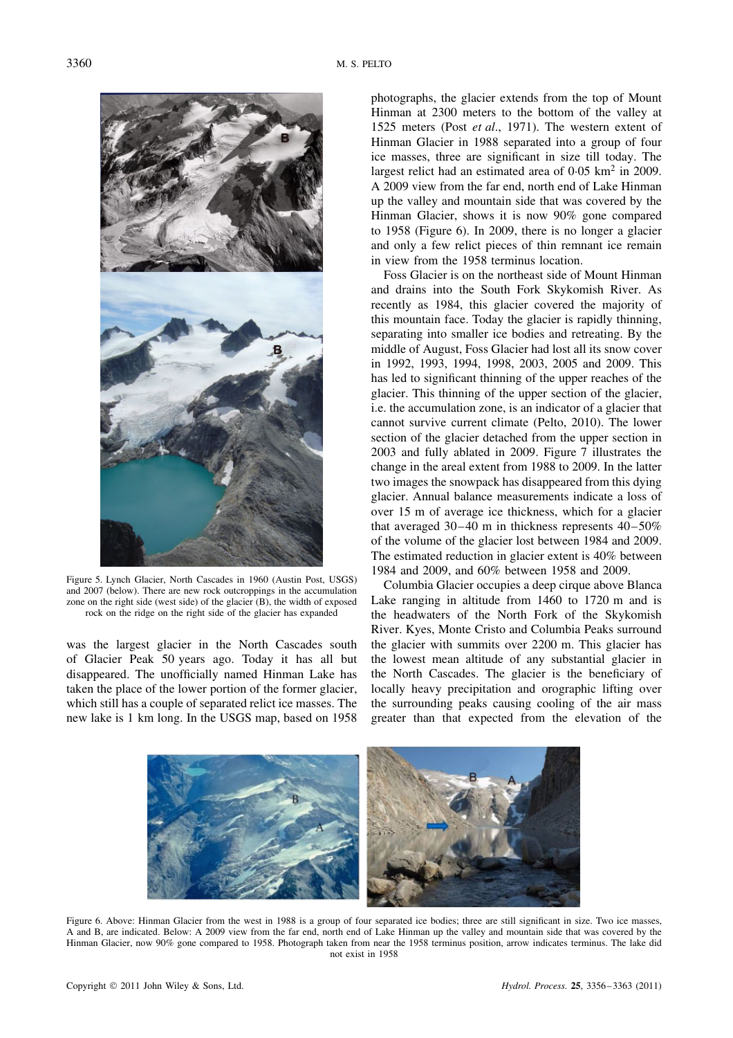Figure 5. Lynch Glacier, North Cascades in 1960 (Austin Post, USGS) and 2007 (below). There are new rock outcroppings in the accumulation zone on the right side (west side) of the glacier (B), the width of exposed rock on the ridge on the right side of the glacier has expanded

was the largest glacier in the North Cascades south of Glacier Peak 50 years ago. Today it has all but disappeared. The unofficially named Hinman Lake has taken the place of the lower portion of the former glacier, which still has a couple of separated relict ice masses. The new lake is 1 km long. In the USGS map, based on 1958 photographs, the glacier extends from the top of Mount Hinman at 2300 meters to the bottom of the valley at 1525 meters (Post *et al*., 1971). The western extent of Hinman Glacier in 1988 separated into a group of four ice masses, three are significant in size till today. The largest relict had an estimated area of 0·05 km$^2$ in 2009. A 2009 view from the far end, north end of Lake Hinman up the valley and mountain side that was covered by the Hinman Glacier, shows it is now 90% gone compared to 1958 (Figure 6). In 2009, there is no longer a glacier and only a few relict pieces of thin remnant ice remain in view from the 1958 terminus location.

Foss Glacier is on the northeast side of Mount Hinman and drains into the South Fork Skykomish River. As recently as 1984, this glacier covered the majority of this mountain face. Today the glacier is rapidly thinning, separating into smaller ice bodies and retreating. By the middle of August, Foss Glacier had lost all its snow cover in 1992, 1993, 1994, 1998, 2003, 2005 and 2009. This has led to significant thinning of the upper reaches of the glacier. This thinning of the upper section of the glacier, i.e. the accumulation zone, is an indicator of a glacier that cannot survive current climate (Pelto, 2010). The lower section of the glacier detached from the upper section in 2003 and fully ablated in 2009. Figure 7 illustrates the change in the areal extent from 1988 to 2009. In the latter two images the snowpack has disappeared from this dying glacier. Annual balance measurements indicate a loss of over 15 m of average ice thickness, which for a glacier that averaged 30–40 m in thickness represents 40–50% of the volume of the glacier lost between 1984 and 2009. The estimated reduction in glacier extent is 40% between 1984 and 2009, and 60% between 1958 and 2009.

Columbia Glacier occupies a deep cirque above Blanca Lake ranging in altitude from 1460 to 1720 m and is the headwaters of the North Fork of the Skykomish River. Kyes, Monte Cristo and Columbia Peaks surround the glacier with summits over 2200 m. This glacier has the lowest mean altitude of any substantial glacier in the North Cascades. The glacier is the beneficiary of locally heavy precipitation and orographic lifting over the surrounding peaks causing cooling of the air mass greater than that expected from the elevation of the

Figure 6. Above: Hinman Glacier from the west in 1988 is a group of four separated ice bodies; three are still significant in size. Two ice masses, A and B, are indicated. Below: A 2009 view from the far end, north end of Lake Hinman up the valley and mountain side that was covered by the Hinman Glacier, now 90% gone compared to 1958. Photograph taken from near the 1958 terminus position, arrow indicates terminus. The lake did not exist in 1958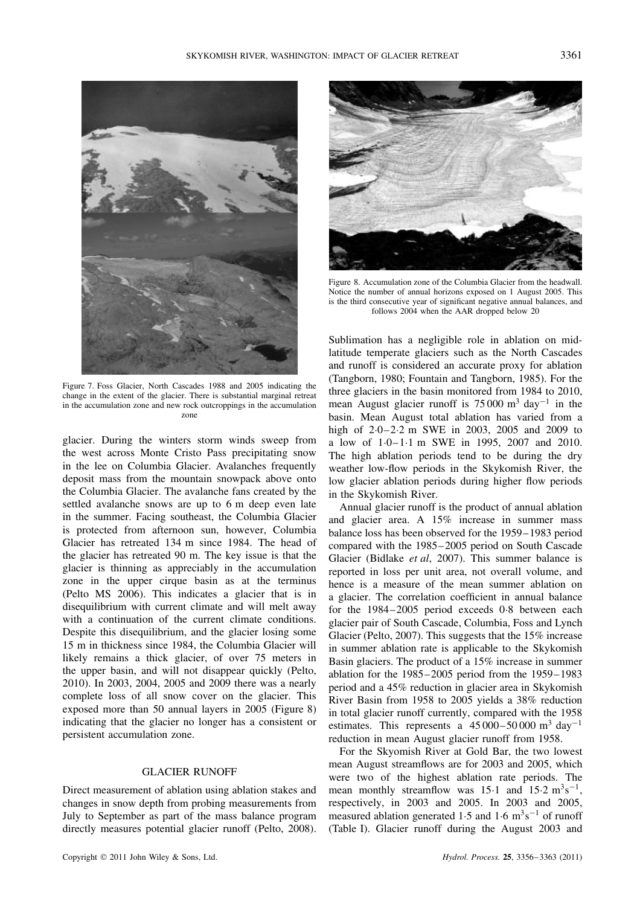Figure 7. Foss Glacier, North Cascades 1988 and 2005 indicating the change in the extent of the glacier. There is substantial marginal retreat in the accumulation zone and new rock outcroppings in the accumulation zone

glacier. During the winters storm winds sweep from the west across Monte Cristo Pass precipitating snow in the lee on Columbia Glacier. Avalanches frequently deposit mass from the mountain snowpack above onto the Columbia Glacier. The avalanche fans created by the settled avalanche snows are up to 6 m deep even late in the summer. Facing southeast, the Columbia Glacier is protected from afternoon sun, however, Columbia Glacier has retreated 134 m since 1984. The head of the glacier has retreated 90 m. The key issue is that the glacier is thinning as appreciably in the accumulation zone in the upper cirque basin as at the terminus (Pelto MS 2006). This indicates a glacier that is in disequilibrium with current climate and will melt away with a continuation of the current climate conditions. Despite this disequilibrium, and the glacier losing some 15 m in thickness since 1984, the Columbia Glacier will likely remains a thick glacier, of over 75 meters in the upper basin, and will not disappear quickly (Pelto, 2010). In 2003, 2004, 2005 and 2009 there was a nearly complete loss of all snow cover on the glacier. This exposed more than 50 annual layers in 2005 (Figure 8) indicating that the glacier no longer has a consistent or persistent accumulation zone.

## GLACIER RUNOFF

Direct measurement of ablation using ablation stakes and changes in snow depth from probing measurements from July to September as part of the mass balance program directly measures potential glacier runoff (Pelto, 2008).

Figure 8. Accumulation zone of the Columbia Glacier from the headwall. Notice the number of annual horizons exposed on 1 August 2005. This is the third consecutive year of significant negative annual balances, and follows 2004 when the AAR dropped below 20

Sublimation has a negligible role in ablation on mid-latitude temperate glaciers such as the North Cascades and runoff is considered an accurate proxy for ablation (Tangborn, 1980; Fountain and Tangborn, 1985). For the three glaciers in the basin monitored from 1984 to 2010, mean August glacier runoff is 75 000 $m^3$ $day^{-1}$ in the basin. Mean August total ablation has varied from a high of 2·0–2·2 m SWE in 2003, 2005 and 2009 to a low of 1·0–1·1 m SWE in 1995, 2007 and 2010. The high ablation periods tend to be during the dry weather low-flow periods in the Skykomish River, the low glacier ablation periods during higher flow periods in the Skykomish River.

Annual glacier runoff is the product of annual ablation and glacier area. A 15% increase in summer mass balance loss has been observed for the 1959–1983 period compared with the 1985–2005 period on South Cascade Glacier (Bidlake *et al*, 2007). This summer balance is reported in loss per unit area, not overall volume, and hence is a measure of the mean summer ablation on a glacier. The correlation coefficient in annual balance for the 1984–2005 period exceeds 0·8 between each glacier pair of South Cascade, Columbia, Foss and Lynch Glacier (Pelto, 2007). This suggests that the 15% increase in summer ablation rate is applicable to the Skykomish Basin glaciers. The product of a 15% increase in summer ablation for the 1985–2005 period from the 1959–1983 period and a 45% reduction in glacier area in Skykomish River Basin from 1958 to 2005 yields a 38% reduction in total glacier runoff currently, compared with the 1958 estimates. This represents a 45 000–50 000 $m^3$ $day^{-1}$ reduction in mean August glacier runoff from 1958.

For the Skyomish River at Gold Bar, the two lowest mean August streamflows are for 2003 and 2005, which were two of the highest ablation rate periods. The mean monthly streamflow was 15·1 and 15·2 $m^3s^{-1}$, respectively, in 2003 and 2005. In 2003 and 2005, measured ablation generated 1·5 and 1·6 $m^3s^{-1}$ of runoff (Table I). Glacier runoff during the August 2003 and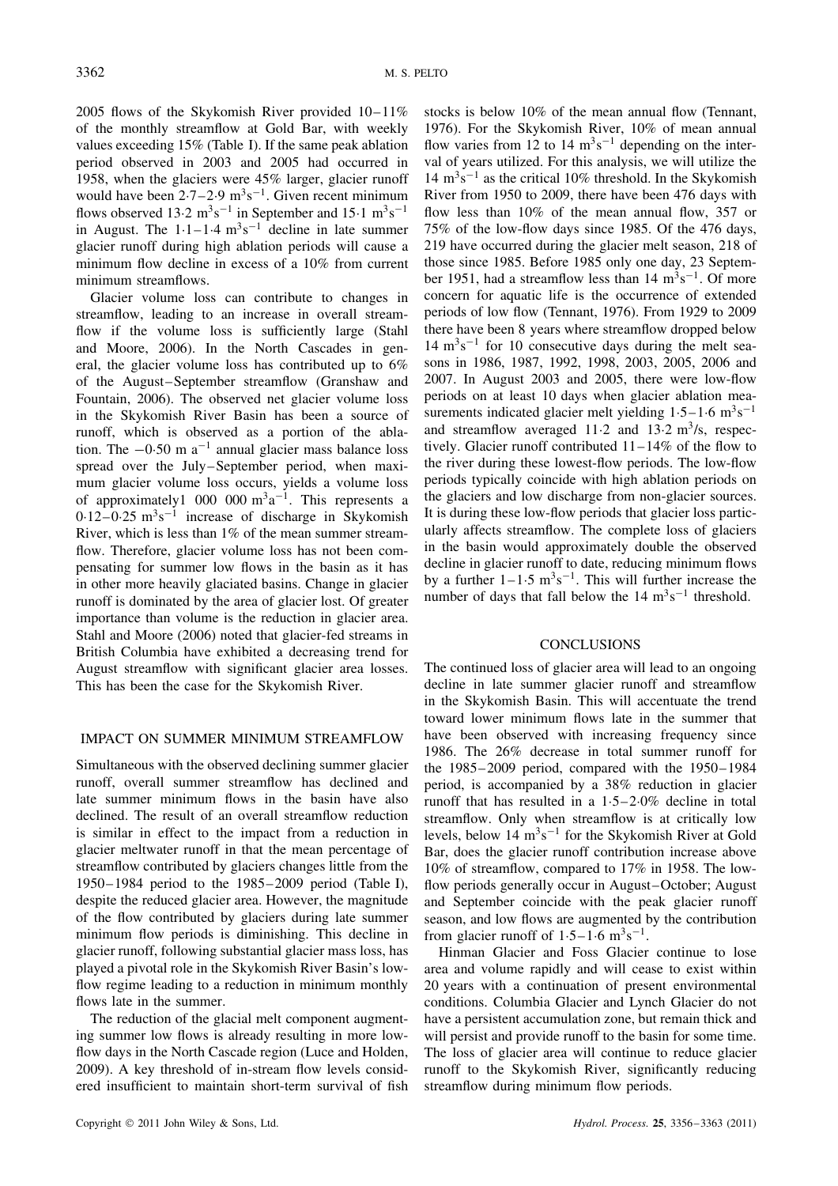2005 flows of the Skykomish River provided 10–11% of the monthly streamflow at Gold Bar, with weekly values exceeding 15% (Table I). If the same peak ablation period observed in 2003 and 2005 had occurred in 1958, when the glaciers were 45% larger, glacier runoff would have been 2·7–2·9 $m^3s^{-1}$. Given recent minimum flows observed 13·2 $m^3s^{-1}$ in September and 15·1 $m^3s^{-1}$ in August. The 1·1–1·4 $m^3s^{-1}$ decline in late summer glacier runoff during high ablation periods will cause a minimum flow decline in excess of a 10% from current minimum streamflows.

Glacier volume loss can contribute to changes in streamflow, leading to an increase in overall streamflow if the volume loss is sufficiently large (Stahl and Moore, 2006). In the North Cascades in general, the glacier volume loss has contributed up to 6% of the August–September streamflow (Granshaw and Fountain, 2006). The observed net glacier volume loss in the Skykomish River Basin has been a source of runoff, which is observed as a portion of the ablation. The −0·50 m $a^{-1}$ annual glacier mass balance loss spread over the July–September period, when maximum glacier volume loss occurs, yields a volume loss of approximately1 000 000 $m^3a^{-1}$. This represents a 0·12–0·25 $m^3s^{-1}$ increase of discharge in Skykomish River, which is less than 1% of the mean summer streamflow. Therefore, glacier volume loss has not been compensating for summer low flows in the basin as it has in other more heavily glaciated basins. Change in glacier runoff is dominated by the area of glacier lost. Of greater importance than volume is the reduction in glacier area. Stahl and Moore (2006) noted that glacier-fed streams in British Columbia have exhibited a decreasing trend for August streamflow with significant glacier area losses. This has been the case for the Skykomish River.

## IMPACT ON SUMMER MINIMUM STREAMFLOW

Simultaneous with the observed declining summer glacier runoff, overall summer streamflow has declined and late summer minimum flows in the basin have also declined. The result of an overall streamflow reduction is similar in effect to the impact from a reduction in glacier meltwater runoff in that the mean percentage of streamflow contributed by glaciers changes little from the 1950–1984 period to the 1985–2009 period (Table I), despite the reduced glacier area. However, the magnitude of the flow contributed by glaciers during late summer minimum flow periods is diminishing. This decline in glacier runoff, following substantial glacier mass loss, has played a pivotal role in the Skykomish River Basin's low-flow regime leading to a reduction in minimum monthly flows late in the summer.

The reduction of the glacial melt component augmenting summer low flows is already resulting in more low-flow days in the North Cascade region (Luce and Holden, 2009). A key threshold of in-stream flow levels considered insufficient to maintain short-term survival of fish stocks is below 10% of the mean annual flow (Tennant, 1976). For the Skykomish River, 10% of mean annual flow varies from 12 to 14 $m^3s^{-1}$ depending on the interval of years utilized. For this analysis, we will utilize the 14 $m^3s^{-1}$ as the critical 10% threshold. In the Skykomish River from 1950 to 2009, there have been 476 days with flow less than 10% of the mean annual flow, 357 or 75% of the low-flow days since 1985. Of the 476 days, 219 have occurred during the glacier melt season, 218 of those since 1985. Before 1985 only one day, 23 September 1951, had a streamflow less than 14 $m^3s^{-1}$. Of more concern for aquatic life is the occurrence of extended periods of low flow (Tennant, 1976). From 1929 to 2009 there have been 8 years where streamflow dropped below 14 $m^3s^{-1}$ for 10 consecutive days during the melt seasons in 1986, 1987, 1992, 1998, 2003, 2005, 2006 and 2007. In August 2003 and 2005, there were low-flow periods on at least 10 days when glacier ablation measurements indicated glacier melt yielding 1·5–1·6 $m^3s^{-1}$ and streamflow averaged 11·2 and 13·2 $m^3$/s, respectively. Glacier runoff contributed 11–14% of the flow to the river during these lowest-flow periods. The low-flow periods typically coincide with high ablation periods on the glaciers and low discharge from non-glacier sources. It is during these low-flow periods that glacier loss particularly affects streamflow. The complete loss of glaciers in the basin would approximately double the observed decline in glacier runoff to date, reducing minimum flows by a further 1–1·5 $m^3s^{-1}$. This will further increase the number of days that fall below the 14 $m^3s^{-1}$ threshold.

## CONCLUSIONS

The continued loss of glacier area will lead to an ongoing decline in late summer glacier runoff and streamflow in the Skykomish Basin. This will accentuate the trend toward lower minimum flows late in the summer that have been observed with increasing frequency since 1986. The 26% decrease in total summer runoff for the 1985–2009 period, compared with the 1950–1984 period, is accompanied by a 38% reduction in glacier runoff that has resulted in a 1·5–2·0% decline in total streamflow. Only when streamflow is at critically low levels, below 14 $m^3s^{-1}$ for the Skykomish River at Gold Bar, does the glacier runoff contribution increase above 10% of streamflow, compared to 17% in 1958. The low-flow periods generally occur in August–October; August and September coincide with the peak glacier runoff season, and low flows are augmented by the contribution from glacier runoff of 1·5–1·6 $m^3s^{-1}$.

Hinman Glacier and Foss Glacier continue to lose area and volume rapidly and will cease to exist within 20 years with a continuation of present environmental conditions. Columbia Glacier and Lynch Glacier do not have a persistent accumulation zone, but remain thick and will persist and provide runoff to the basin for some time. The loss of glacier area will continue to reduce glacier runoff to the Skykomish River, significantly reducing streamflow during minimum flow periods.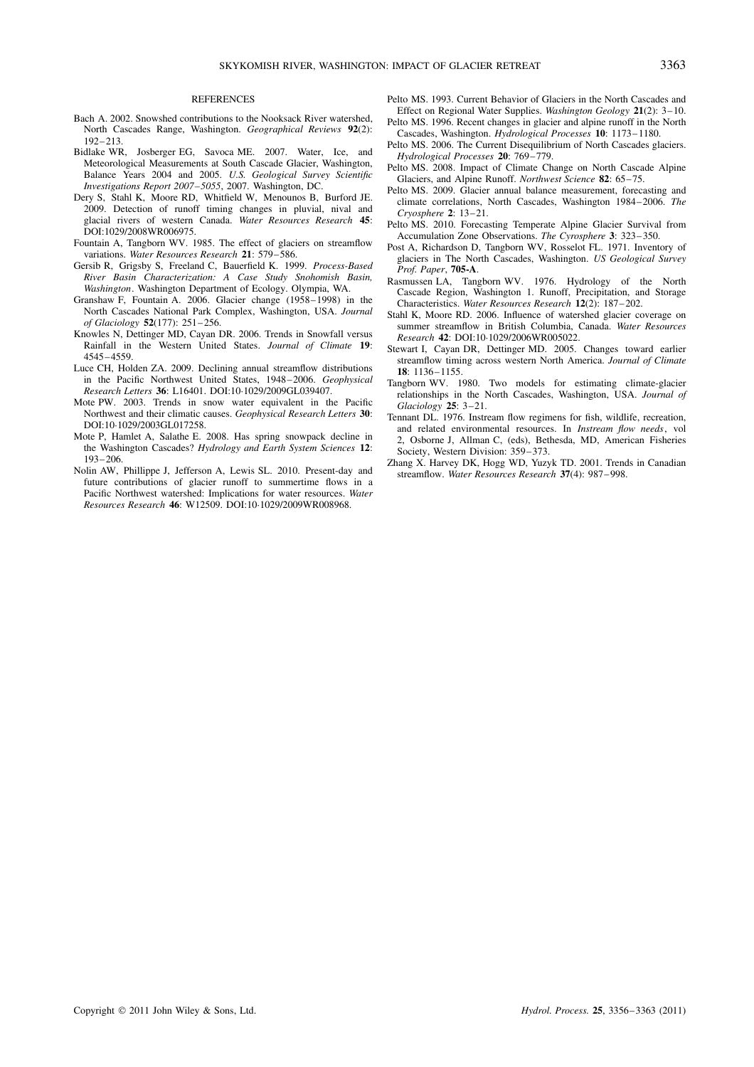## REFERENCES

Bach A. 2002. Snowshed contributions to the Nooksack River watershed, North Cascades Range, Washington. *Geographical Reviews* **92**(2): 192–213.

Bidlake WR, Josberger EG, Savoca ME. 2007. Water, Ice, and Meteorological Measurements at South Cascade Glacier, Washington, Balance Years 2004 and 2005. *U.S. Geological Survey Scientific Investigations Report 2007–5055*, 2007. Washington, DC.

Dery S, Stahl K, Moore RD, Whitfield W, Menounos B, Burford JE. 2009. Detection of runoff timing changes in pluvial, nival and glacial rivers of western Canada. *Water Resources Research* **45**: DOI:1029/2008WR006975.

Fountain A, Tangborn WV. 1985. The effect of glaciers on streamflow variations. *Water Resources Research* **21**: 579–586.

Gersib R, Grigsby S, Freeland C, Bauerfield K. 1999. *Process-Based River Basin Characterization: A Case Study Snohomish Basin, Washington*. Washington Department of Ecology. Olympia, WA.

Granshaw F, Fountain A. 2006. Glacier change (1958–1998) in the North Cascades National Park Complex, Washington, USA. *Journal of Glaciology* **52**(177): 251–256.

Knowles N, Dettinger MD, Cayan DR. 2006. Trends in Snowfall versus Rainfall in the Western United States. *Journal of Climate* **19**: 4545–4559.

Luce CH, Holden ZA. 2009. Declining annual streamflow distributions in the Pacific Northwest United States, 1948–2006. *Geophysical Research Letters* **36**: L16401. DOI:10·1029/2009GL039407.

Mote PW. 2003. Trends in snow water equivalent in the Pacific Northwest and their climatic causes. *Geophysical Research Letters* **30**: DOI:10·1029/2003GL017258.

Mote P, Hamlet A, Salathe E. 2008. Has spring snowpack decline in the Washington Cascades? *Hydrology and Earth System Sciences* **12**: 193–206.

Nolin AW, Phillippe J, Jefferson A, Lewis SL. 2010. Present-day and future contributions of glacier runoff to summertime flows in a Pacific Northwest watershed: Implications for water resources. *Water Resources Research* **46**: W12509. DOI:10·1029/2009WR008968.

Pelto MS. 1993. Current Behavior of Glaciers in the North Cascades and Effect on Regional Water Supplies. *Washington Geology* **21**(2): 3–10.

Pelto MS. 1996. Recent changes in glacier and alpine runoff in the North Cascades, Washington. *Hydrological Processes* **10**: 1173–1180.

Pelto MS. 2006. The Current Disequilibrium of North Cascades glaciers. *Hydrological Processes* **20**: 769–779.

Pelto MS. 2008. Impact of Climate Change on North Cascade Alpine Glaciers, and Alpine Runoff. *Northwest Science* **82**: 65–75.

Pelto MS. 2009. Glacier annual balance measurement, forecasting and climate correlations, North Cascades, Washington 1984–2006. *The Cryosphere* **2**: 13–21.

Pelto MS. 2010. Forecasting Temperate Alpine Glacier Survival from Accumulation Zone Observations. *The Cyrosphere* **3**: 323–350.

Post A, Richardson D, Tangborn WV, Rosselot FL. 1971. Inventory of glaciers in The North Cascades, Washington. *US Geological Survey Prof. Paper*, **705-A**.

Rasmussen LA, Tangborn WV. 1976. Hydrology of the North Cascade Region, Washington 1. Runoff, Precipitation, and Storage Characteristics. *Water Resources Research* **12**(2): 187–202.

Stahl K, Moore RD. 2006. Influence of watershed glacier coverage on summer streamflow in British Columbia, Canada. *Water Resources Research* **42**: DOI:10·1029/2006WR005022.

Stewart I, Cayan DR, Dettinger MD. 2005. Changes toward earlier streamflow timing across western North America. *Journal of Climate* **18**: 1136–1155.

Tangborn WV. 1980. Two models for estimating climate-glacier relationships in the North Cascades, Washington, USA. *Journal of Glaciology* **25**: 3–21.

Tennant DL. 1976. Instream flow regimens for fish, wildlife, recreation, and related environmental resources. In *Instream flow needs*, vol 2, Osborne J, Allman C, (eds), Bethesda, MD, American Fisheries Society, Western Division: 359–373.

Zhang X. Harvey DK, Hogg WD, Yuzyk TD. 2001. Trends in Canadian streamflow. *Water Resources Research* **37**(4): 987–998.